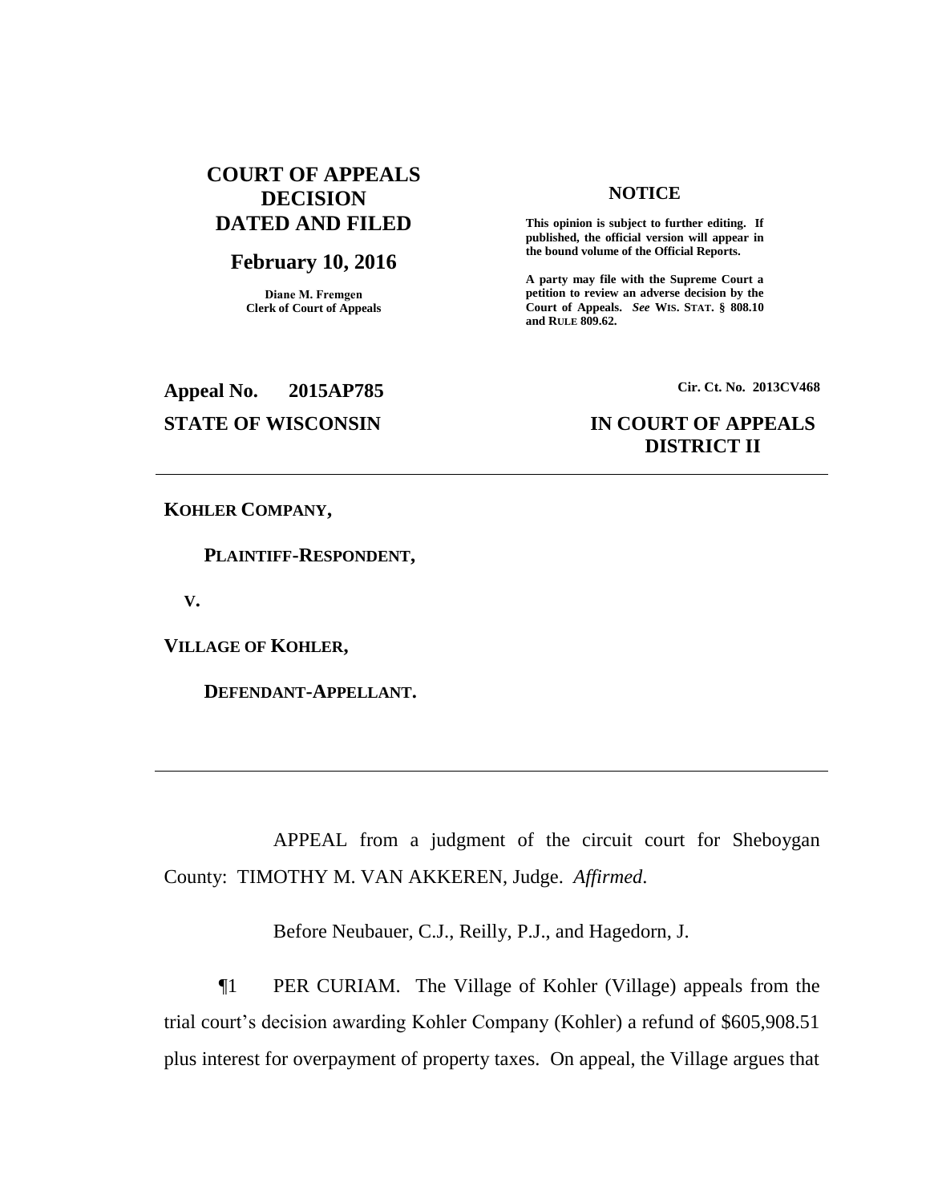**COURT OF APPEALS DECISION DATED AND FILED**

**February 10, 2016**

**Diane M. Fremgen**
**Clerk of Court of Appeals**

**NOTICE**

**This opinion is subject to further editing. If published, the official version will appear in the bound volume of the Official Reports.**

**A party may file with the Supreme Court a petition to review an adverse decision by the Court of Appeals.** ***See*** **WIS. STAT. § 808.10 and RULE 809.62.**

**Appeal No. 2015AP785**

**Cir. Ct. No. 2013CV468**

**STATE OF WISCONSIN**

**IN COURT OF APPEALS DISTRICT II**

---

**KOHLER COMPANY,**

**PLAINTIFF-RESPONDENT,**

**V.**

**VILLAGE OF KOHLER,**

**DEFENDANT-APPELLANT.**

---

APPEAL from a judgment of the circuit court for Sheboygan County: TIMOTHY M. VAN AKKEREN, Judge. *Affirmed*.

Before Neubauer, C.J., Reilly, P.J., and Hagedorn, J.

¶1 PER CURIAM. The Village of Kohler (Village) appeals from the trial court's decision awarding Kohler Company (Kohler) a refund of $605,908.51 plus interest for overpayment of property taxes. On appeal, the Village argues that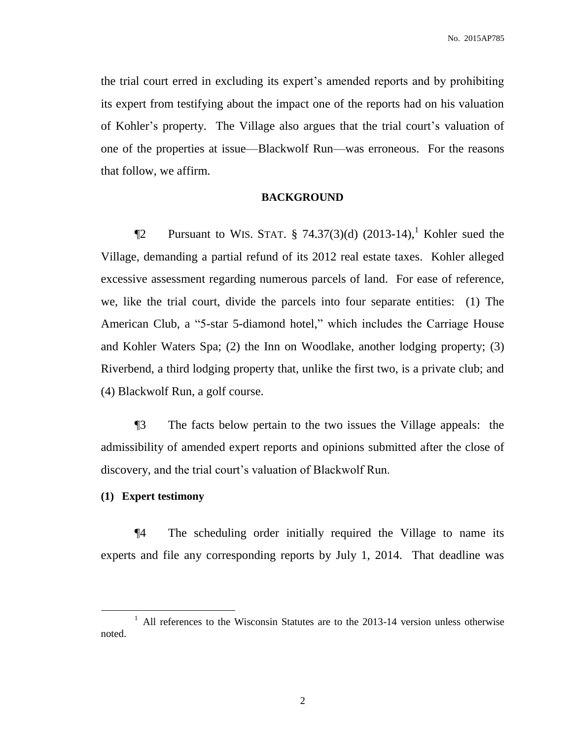the trial court erred in excluding its expert's amended reports and by prohibiting its expert from testifying about the impact one of the reports had on his valuation of Kohler's property. The Village also argues that the trial court's valuation of one of the properties at issue—Blackwolf Run—was erroneous. For the reasons that follow, we affirm.

## BACKGROUND

¶2 Pursuant to WIS. STAT. § 74.37(3)(d) (2013-14),[1] Kohler sued the Village, demanding a partial refund of its 2012 real estate taxes. Kohler alleged excessive assessment regarding numerous parcels of land. For ease of reference, we, like the trial court, divide the parcels into four separate entities: (1) The American Club, a "5-star 5-diamond hotel," which includes the Carriage House and Kohler Waters Spa; (2) the Inn on Woodlake, another lodging property; (3) Riverbend, a third lodging property that, unlike the first two, is a private club; and (4) Blackwolf Run, a golf course.

¶3 The facts below pertain to the two issues the Village appeals: the admissibility of amended expert reports and opinions submitted after the close of discovery, and the trial court's valuation of Blackwolf Run.

### (1) Expert testimony

¶4 The scheduling order initially required the Village to name its experts and file any corresponding reports by July 1, 2014. That deadline was

[1] All references to the Wisconsin Statutes are to the 2013-14 version unless otherwise noted.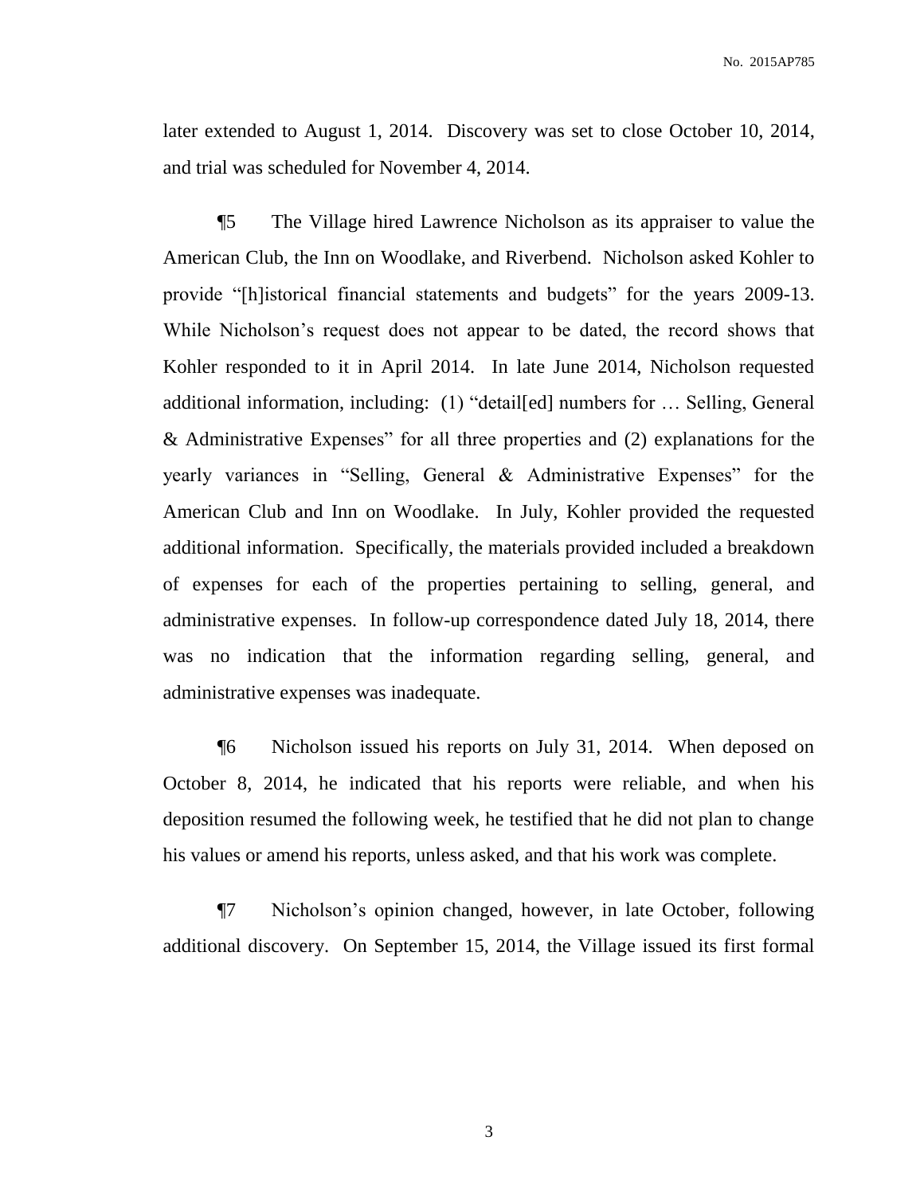later extended to August 1, 2014. Discovery was set to close October 10, 2014, and trial was scheduled for November 4, 2014.

¶5 The Village hired Lawrence Nicholson as its appraiser to value the American Club, the Inn on Woodlake, and Riverbend. Nicholson asked Kohler to provide "[h]istorical financial statements and budgets" for the years 2009-13. While Nicholson's request does not appear to be dated, the record shows that Kohler responded to it in April 2014. In late June 2014, Nicholson requested additional information, including: (1) "detail[ed] numbers for … Selling, General & Administrative Expenses" for all three properties and (2) explanations for the yearly variances in "Selling, General & Administrative Expenses" for the American Club and Inn on Woodlake. In July, Kohler provided the requested additional information. Specifically, the materials provided included a breakdown of expenses for each of the properties pertaining to selling, general, and administrative expenses. In follow-up correspondence dated July 18, 2014, there was no indication that the information regarding selling, general, and administrative expenses was inadequate.

¶6 Nicholson issued his reports on July 31, 2014. When deposed on October 8, 2014, he indicated that his reports were reliable, and when his deposition resumed the following week, he testified that he did not plan to change his values or amend his reports, unless asked, and that his work was complete.

¶7 Nicholson's opinion changed, however, in late October, following additional discovery. On September 15, 2014, the Village issued its first formal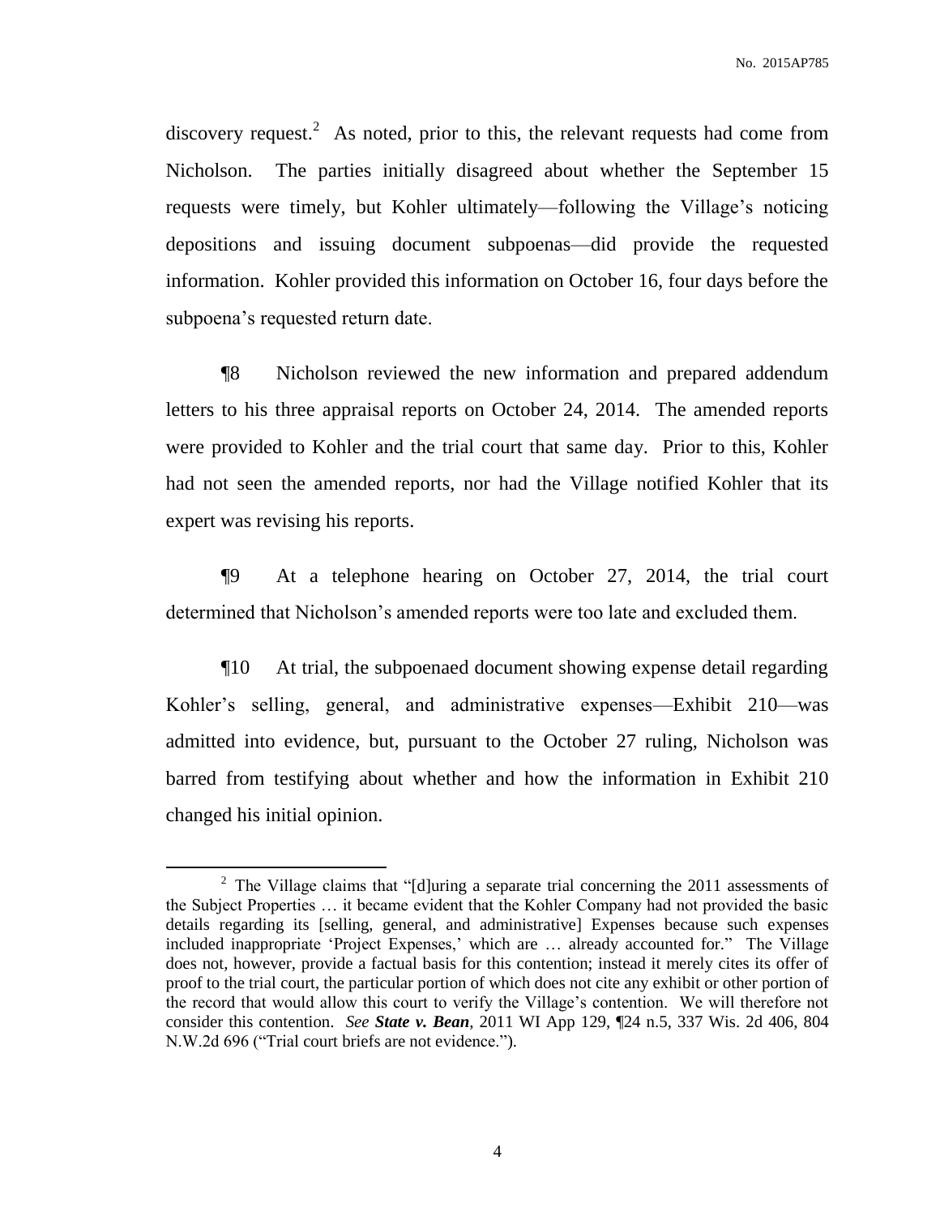discovery request.[2] As noted, prior to this, the relevant requests had come from Nicholson. The parties initially disagreed about whether the September 15 requests were timely, but Kohler ultimately—following the Village's noticing depositions and issuing document subpoenas—did provide the requested information. Kohler provided this information on October 16, four days before the subpoena's requested return date.

¶8 Nicholson reviewed the new information and prepared addendum letters to his three appraisal reports on October 24, 2014. The amended reports were provided to Kohler and the trial court that same day. Prior to this, Kohler had not seen the amended reports, nor had the Village notified Kohler that its expert was revising his reports.

¶9 At a telephone hearing on October 27, 2014, the trial court determined that Nicholson's amended reports were too late and excluded them.

¶10 At trial, the subpoenaed document showing expense detail regarding Kohler's selling, general, and administrative expenses—Exhibit 210—was admitted into evidence, but, pursuant to the October 27 ruling, Nicholson was barred from testifying about whether and how the information in Exhibit 210 changed his initial opinion.

---

[2] The Village claims that "[d]uring a separate trial concerning the 2011 assessments of the Subject Properties … it became evident that the Kohler Company had not provided the basic details regarding its [selling, general, and administrative] Expenses because such expenses included inappropriate 'Project Expenses,' which are … already accounted for." The Village does not, however, provide a factual basis for this contention; instead it merely cites its offer of proof to the trial court, the particular portion of which does not cite any exhibit or other portion of the record that would allow this court to verify the Village's contention. We will therefore not consider this contention. *See **State v. Bean***, 2011 WI App 129, ¶24 n.5, 337 Wis. 2d 406, 804 N.W.2d 696 ("Trial court briefs are not evidence.").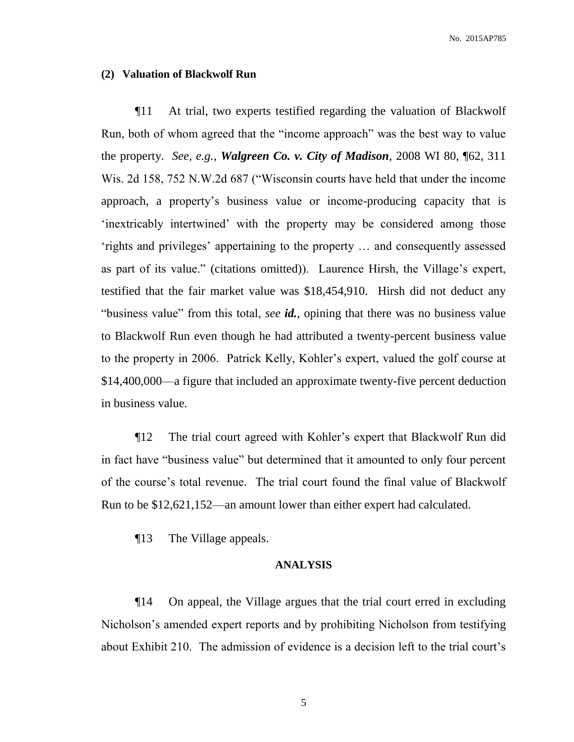**(2) Valuation of Blackwolf Run**

¶11 At trial, two experts testified regarding the valuation of Blackwolf Run, both of whom agreed that the "income approach" was the best way to value the property. *See, e.g.*, ***Walgreen Co. v. City of Madison***, 2008 WI 80, ¶62, 311 Wis. 2d 158, 752 N.W.2d 687 ("Wisconsin courts have held that under the income approach, a property's business value or income-producing capacity that is 'inextricably intertwined' with the property may be considered among those 'rights and privileges' appertaining to the property … and consequently assessed as part of its value." (citations omitted)). Laurence Hirsh, the Village's expert, testified that the fair market value was $18,454,910. Hirsh did not deduct any "business value" from this total, *see* ***id.***, opining that there was no business value to Blackwolf Run even though he had attributed a twenty-percent business value to the property in 2006. Patrick Kelly, Kohler's expert, valued the golf course at $14,400,000—a figure that included an approximate twenty-five percent deduction in business value.

¶12 The trial court agreed with Kohler's expert that Blackwolf Run did in fact have "business value" but determined that it amounted to only four percent of the course's total revenue. The trial court found the final value of Blackwolf Run to be $12,621,152—an amount lower than either expert had calculated.

¶13 The Village appeals.

**ANALYSIS**

¶14 On appeal, the Village argues that the trial court erred in excluding Nicholson's amended expert reports and by prohibiting Nicholson from testifying about Exhibit 210. The admission of evidence is a decision left to the trial court's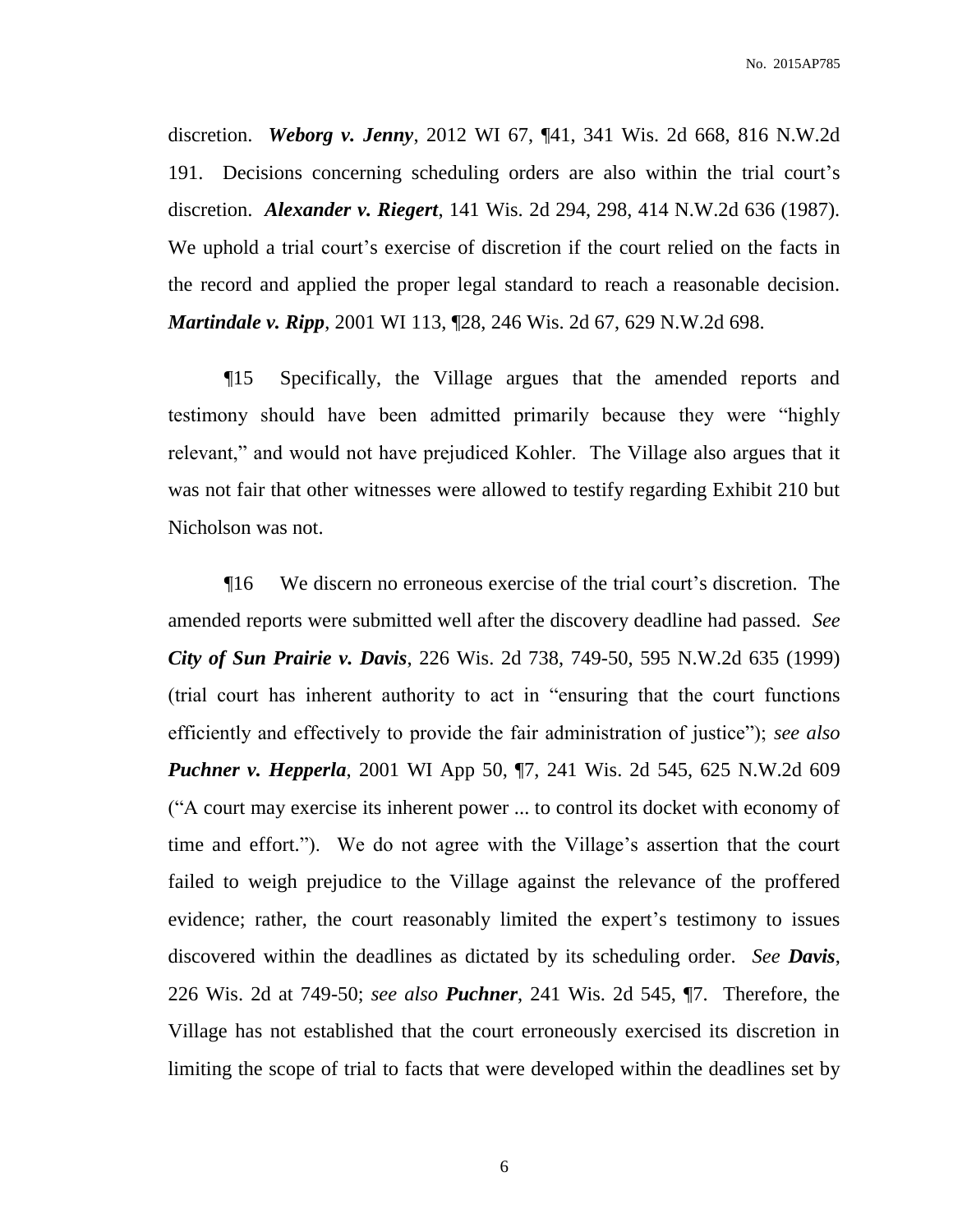discretion. ***Weborg v. Jenny***, 2012 WI 67, ¶41, 341 Wis. 2d 668, 816 N.W.2d 191. Decisions concerning scheduling orders are also within the trial court's discretion. ***Alexander v. Riegert***, 141 Wis. 2d 294, 298, 414 N.W.2d 636 (1987). We uphold a trial court's exercise of discretion if the court relied on the facts in the record and applied the proper legal standard to reach a reasonable decision. ***Martindale v. Ripp***, 2001 WI 113, ¶28, 246 Wis. 2d 67, 629 N.W.2d 698.

¶15 Specifically, the Village argues that the amended reports and testimony should have been admitted primarily because they were "highly relevant," and would not have prejudiced Kohler. The Village also argues that it was not fair that other witnesses were allowed to testify regarding Exhibit 210 but Nicholson was not.

¶16 We discern no erroneous exercise of the trial court's discretion. The amended reports were submitted well after the discovery deadline had passed. *See* ***City of Sun Prairie v. Davis***, 226 Wis. 2d 738, 749-50, 595 N.W.2d 635 (1999) (trial court has inherent authority to act in "ensuring that the court functions efficiently and effectively to provide the fair administration of justice"); *see also* ***Puchner v. Hepperla***, 2001 WI App 50, ¶7, 241 Wis. 2d 545, 625 N.W.2d 609 ("A court may exercise its inherent power ... to control its docket with economy of time and effort."). We do not agree with the Village's assertion that the court failed to weigh prejudice to the Village against the relevance of the proffered evidence; rather, the court reasonably limited the expert's testimony to issues discovered within the deadlines as dictated by its scheduling order. *See* ***Davis***, 226 Wis. 2d at 749-50; *see also* ***Puchner***, 241 Wis. 2d 545, ¶7. Therefore, the Village has not established that the court erroneously exercised its discretion in limiting the scope of trial to facts that were developed within the deadlines set by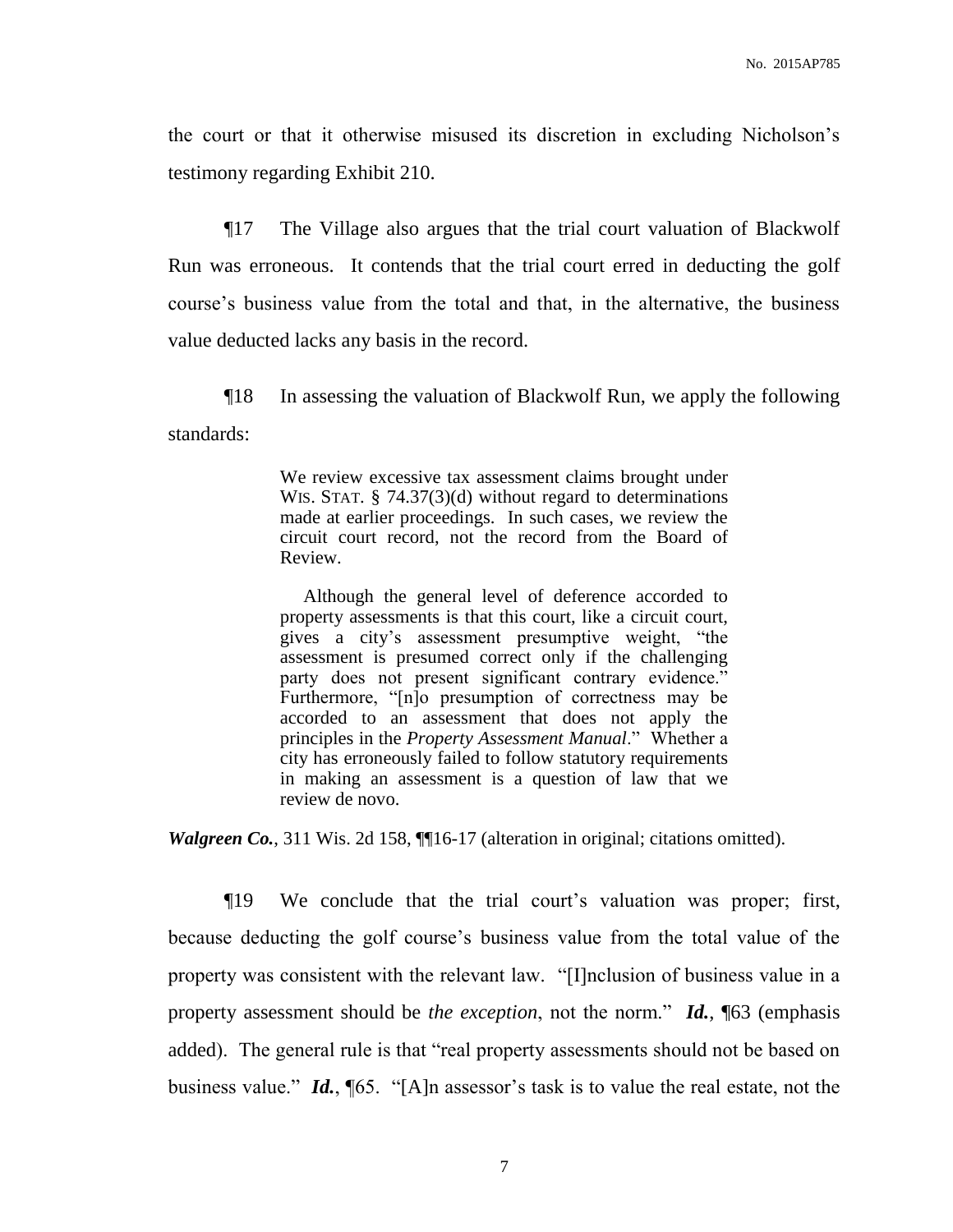the court or that it otherwise misused its discretion in excluding Nicholson's testimony regarding Exhibit 210.

¶17 The Village also argues that the trial court valuation of Blackwolf Run was erroneous. It contends that the trial court erred in deducting the golf course's business value from the total and that, in the alternative, the business value deducted lacks any basis in the record.

¶18 In assessing the valuation of Blackwolf Run, we apply the following standards:

> We review excessive tax assessment claims brought under WIS. STAT. § 74.37(3)(d) without regard to determinations made at earlier proceedings. In such cases, we review the circuit court record, not the record from the Board of Review.
>
> Although the general level of deference accorded to property assessments is that this court, like a circuit court, gives a city's assessment presumptive weight, "the assessment is presumed correct only if the challenging party does not present significant contrary evidence." Furthermore, "[n]o presumption of correctness may be accorded to an assessment that does not apply the principles in the *Property Assessment Manual*." Whether a city has erroneously failed to follow statutory requirements in making an assessment is a question of law that we review de novo.

***Walgreen Co.***, 311 Wis. 2d 158, ¶¶16-17 (alteration in original; citations omitted).

¶19 We conclude that the trial court's valuation was proper; first, because deducting the golf course's business value from the total value of the property was consistent with the relevant law. "[I]nclusion of business value in a property assessment should be *the exception*, not the norm." ***Id.***, ¶63 (emphasis added). The general rule is that "real property assessments should not be based on business value." ***Id.***, ¶65. "[A]n assessor's task is to value the real estate, not the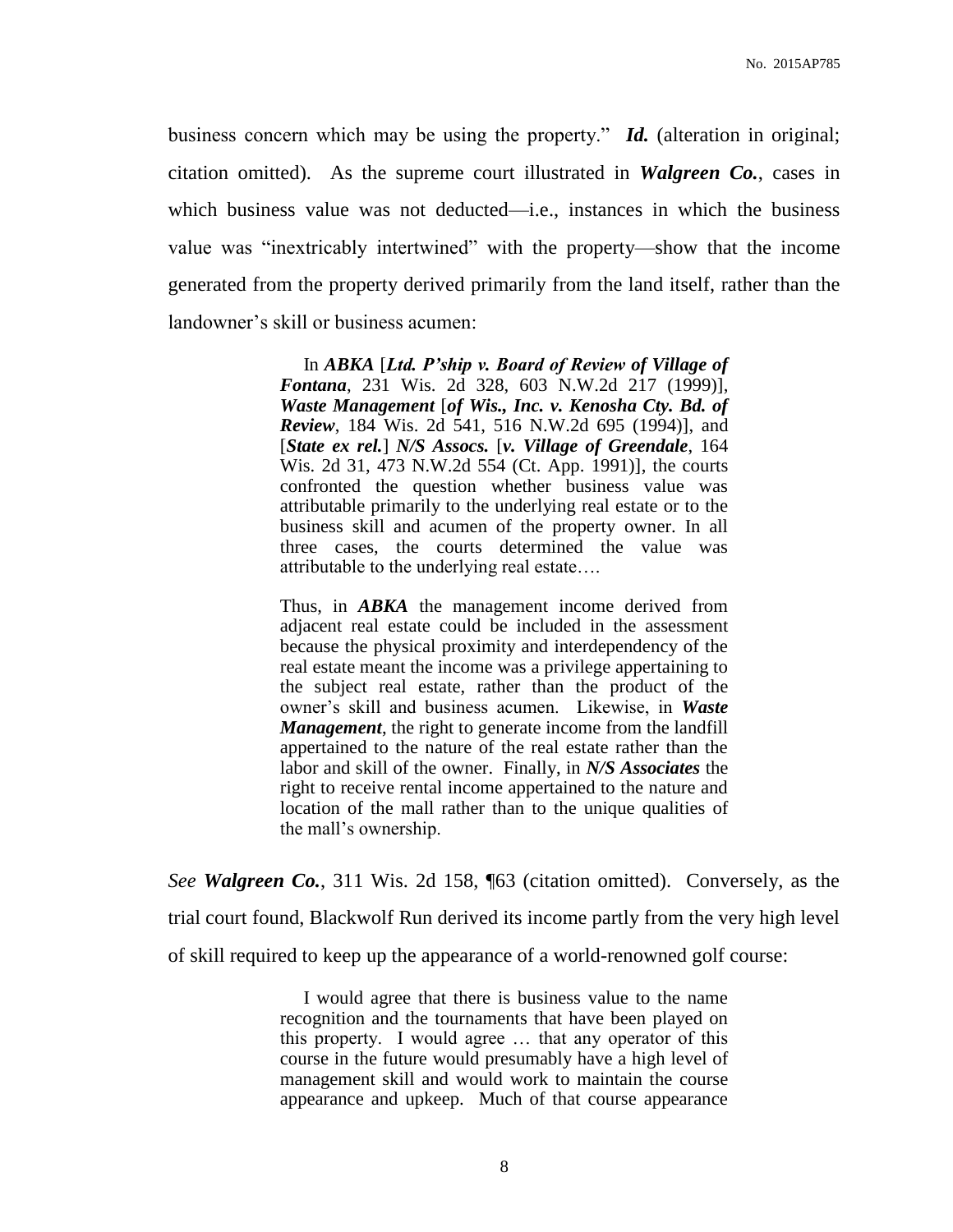business concern which may be using the property." ***Id.*** (alteration in original; citation omitted). As the supreme court illustrated in ***Walgreen Co.***, cases in which business value was not deducted—i.e., instances in which the business value was "inextricably intertwined" with the property—show that the income generated from the property derived primarily from the land itself, rather than the landowner's skill or business acumen:

> In ***ABKA*** [***Ltd. P'ship v. Board of Review of Village of Fontana***, 231 Wis. 2d 328, 603 N.W.2d 217 (1999)], ***Waste Management*** [***of Wis., Inc. v. Kenosha Cty. Bd. of Review***, 184 Wis. 2d 541, 516 N.W.2d 695 (1994)], and [***State ex rel.***] ***N/S Assocs.*** [***v. Village of Greendale***, 164 Wis. 2d 31, 473 N.W.2d 554 (Ct. App. 1991)], the courts confronted the question whether business value was attributable primarily to the underlying real estate or to the business skill and acumen of the property owner. In all three cases, the courts determined the value was attributable to the underlying real estate….
>
> Thus, in ***ABKA*** the management income derived from adjacent real estate could be included in the assessment because the physical proximity and interdependency of the real estate meant the income was a privilege appertaining to the subject real estate, rather than the product of the owner's skill and business acumen. Likewise, in ***Waste Management***, the right to generate income from the landfill appertained to the nature of the real estate rather than the labor and skill of the owner. Finally, in ***N/S Associates*** the right to receive rental income appertained to the nature and location of the mall rather than to the unique qualities of the mall's ownership.

*See* ***Walgreen Co.***, 311 Wis. 2d 158, ¶63 (citation omitted). Conversely, as the trial court found, Blackwolf Run derived its income partly from the very high level of skill required to keep up the appearance of a world-renowned golf course:

> I would agree that there is business value to the name recognition and the tournaments that have been played on this property. I would agree … that any operator of this course in the future would presumably have a high level of management skill and would work to maintain the course appearance and upkeep. Much of that course appearance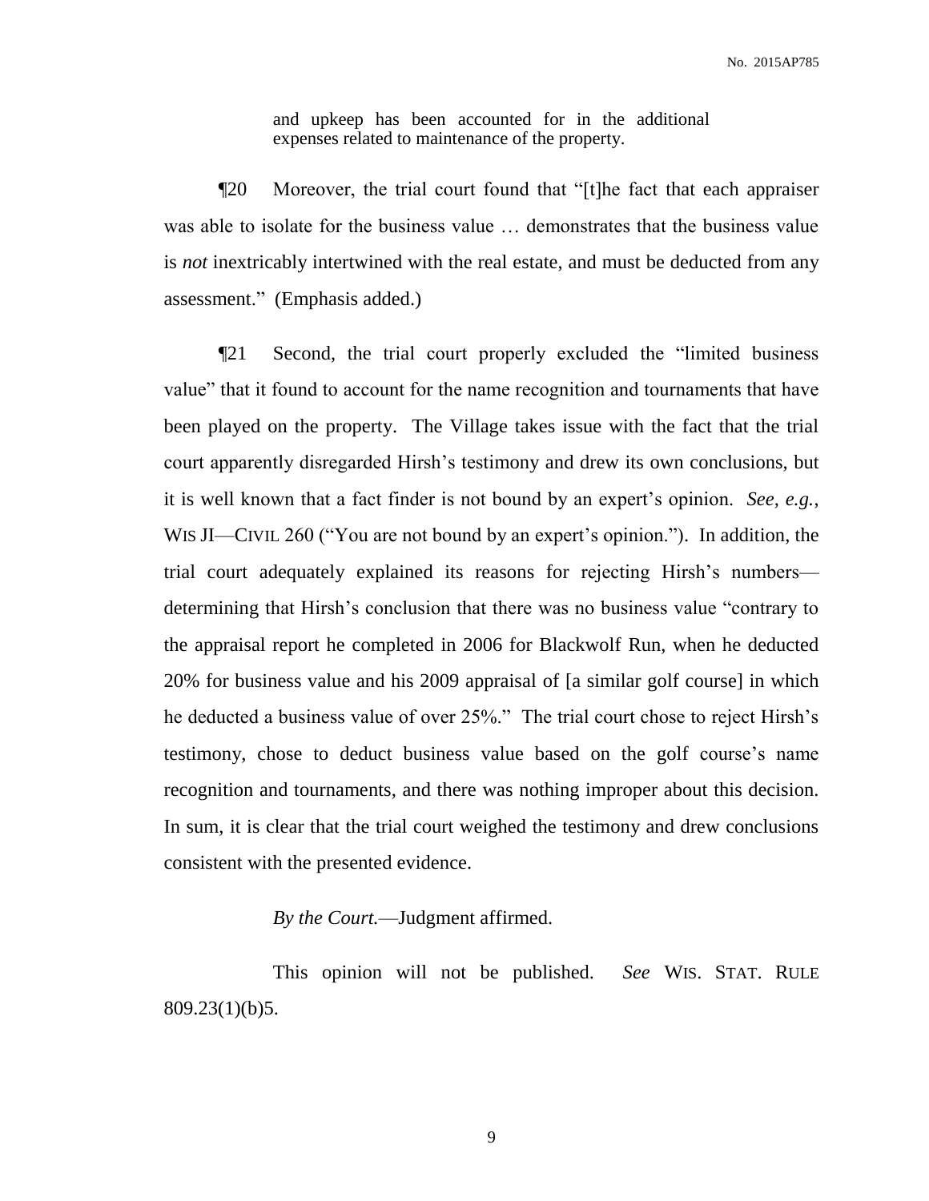> and upkeep has been accounted for in the additional expenses related to maintenance of the property.

¶20 Moreover, the trial court found that "[t]he fact that each appraiser was able to isolate for the business value … demonstrates that the business value is *not* inextricably intertwined with the real estate, and must be deducted from any assessment." (Emphasis added.)

¶21 Second, the trial court properly excluded the "limited business value" that it found to account for the name recognition and tournaments that have been played on the property. The Village takes issue with the fact that the trial court apparently disregarded Hirsh's testimony and drew its own conclusions, but it is well known that a fact finder is not bound by an expert's opinion. *See, e.g.*, WIS JI—CIVIL 260 ("You are not bound by an expert's opinion."). In addition, the trial court adequately explained its reasons for rejecting Hirsh's numbers—determining that Hirsh's conclusion that there was no business value "contrary to the appraisal report he completed in 2006 for Blackwolf Run, when he deducted 20% for business value and his 2009 appraisal of [a similar golf course] in which he deducted a business value of over 25%." The trial court chose to reject Hirsh's testimony, chose to deduct business value based on the golf course's name recognition and tournaments, and there was nothing improper about this decision. In sum, it is clear that the trial court weighed the testimony and drew conclusions consistent with the presented evidence.

*By the Court.*—Judgment affirmed.

This opinion will not be published. *See* WIS. STAT. RULE 809.23(1)(b)5.